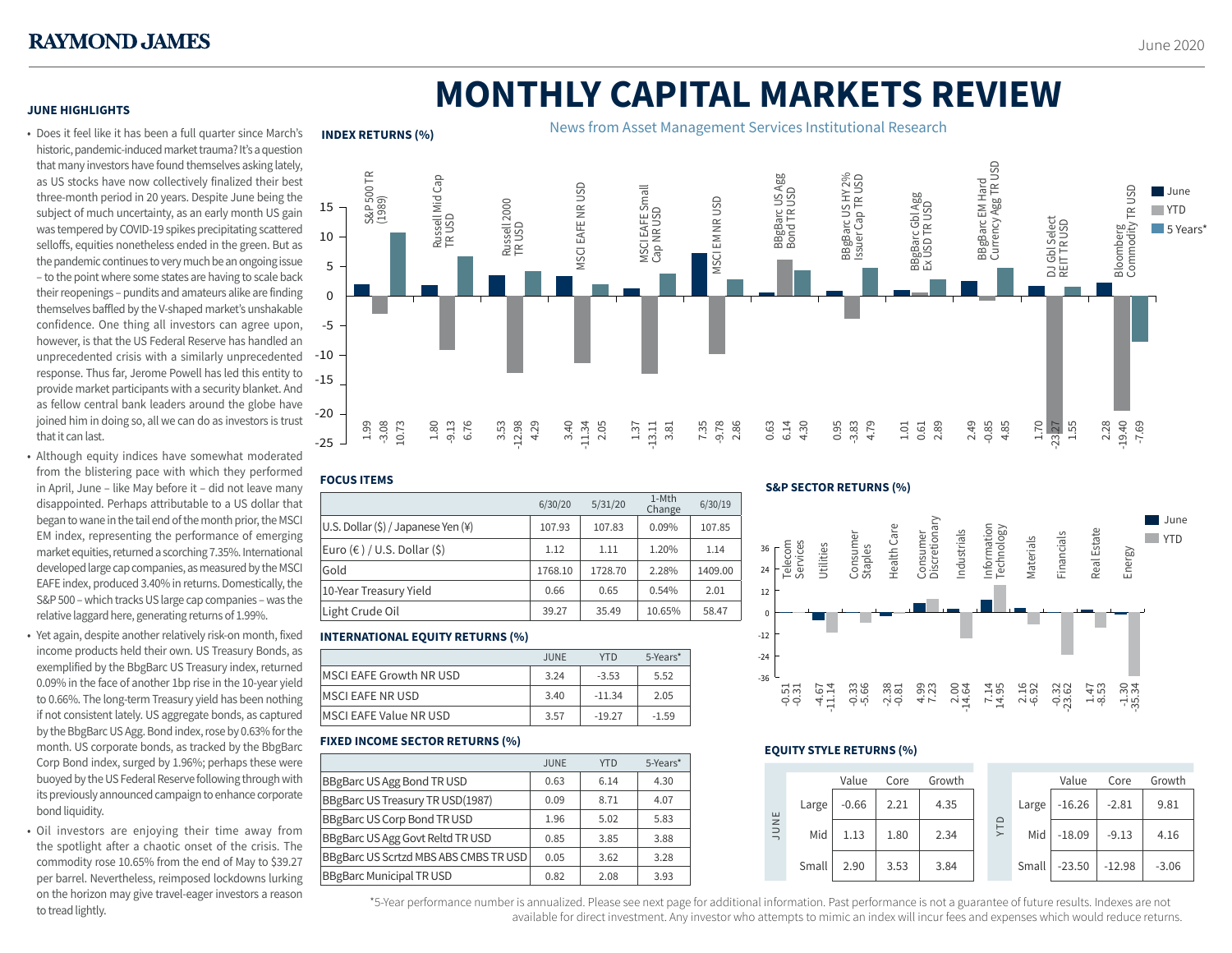# MONTHLY CAPITAL MARKETS REVIEW

News from Asset Management Services Institutional Research

June 2020

## JUNE HIGHLIGHTS

- Does it feel like it has been a full quarter since March's historic, pandemic-induced market trauma? It's a question that many investors have found themselves asking lately, as US stocks have now collectively finalized their best three-month period in 20 years. Despite June being the subject of much uncertainty, as an early month US gain was tempered by COVID-19 spikes precipitating scattered selloffs, equities nonetheless ended in the green. But as the pandemic continues to very much be an ongoing issue – to the point where some states are having to scale back their reopenings – pundits and amateurs alike are finding themselves baffled by the V-shaped market's unshakable confidence. One thing all investors can agree upon, however, is that the US Federal Reserve has handled an unprecedented crisis with a similarly unprecedented response. Thus far, Jerome Powell has led this entity to provide market participants with a security blanket. And as fellow central bank leaders around the globe have joined him in doing so, all we can do as investors is trust that it can last.
- Although equity indices have somewhat moderated from the blistering pace with which they performed in April, June – like May before it – did not leave many disappointed. Perhaps attributable to a US dollar that began to wane in the tail end of the month prior, the MSCI EM index, representing the performance of emerging market equities, returned a scorching 7.35%. International developed large cap companies, as measured by the MSCI EAFE index, produced 3.40% in returns. Domestically, the S&P 500 – which tracks US large cap companies – was the relative laggard here, generating returns of 1.99%.
- Yet again, despite another relatively risk-on month, fixed income products held their own. US Treasury Bonds, as exemplified by the BbgBarc US Treasury index, returned 0.09% in the face of another 1bp rise in the 10-year yield to 0.66%. The long-term Treasury yield has been nothing if not consistent lately. US aggregate bonds, as captured by the BbgBarc US Agg. Bond index, rose by 0.63% for the month. US corporate bonds, as tracked by the BbgBarc Corp Bond index, surged by 1.96%; perhaps these were buoyed by the US Federal Reserve following through with its previously announced campaign to enhance corporate bond liquidity.
- Oil investors are enjoying their time away from the spotlight after a chaotic onset of the crisis. The commodity rose 10.65% from the end of May to $39.27 per barrel. Nevertheless, reimposed lockdowns lurking on the horizon may give travel-eager investors a reason to tread lightly.

## INDEX RETURNS (%)

June · YTD · 5 Years*

15, 10, 5, 0, -5, -10, -15, -20, -25

S&P 500 TR (1989): 1.99, -3.08, 10.73
Russell Mid Cap TR USD: 1.80, -9.13, 6.76
Russell 2000 TR USD: 3.53, -12.98, 4.29
MSCI EAFE NR USD: 3.40, -11.34, 2.05
MSCI EAFE Small Cap NR USD: 1.37, -13.11, 3.81
MSCI EM NR USD: 7.35, -9.78, 2.86
BBgBarc US Agg Bond TR USD: 0.63, 6.14, 4.30
BBgBarc US HY 2% Issuer Cap TR USD: 0.95, -3.83, 4.79
BBgBarc Gbl Agg Ex USD TR USD: 1.01, 0.61, 2.89
BBgBarc EM Hard Currency Agg TR USD: 2.49, -0.85, 4.85
DJ Gbl Select REIT TR USD: 1.70, -23.27, 1.55
Bloomberg Commodity TR USD: 2.28, -19.40, -7.69

## FOCUS ITEMS

| | 6/30/20 | 5/31/20 | 1-Mth Change | 6/30/19 |
|---|---|---|---|---|
| U.S. Dollar ($) / Japanese Yen (¥) | 107.93 | 107.83 | 0.09% | 107.85 |
| Euro (€) / U.S. Dollar ($) | 1.12 | 1.11 | 1.20% | 1.14 |
| Gold | 1768.10 | 1728.70 | 2.28% | 1409.00 |
| 10-Year Treasury Yield | 0.66 | 0.65 | 0.54% | 2.01 |
| Light Crude Oil | 39.27 | 35.49 | 10.65% | 58.47 |

## INTERNATIONAL EQUITY RETURNS (%)

| | JUNE | YTD | 5-Years* |
|---|---|---|---|
| MSCI EAFE Growth NR USD | 3.24 | -3.53 | 5.52 |
| MSCI EAFE NR USD | 3.40 | -11.34 | 2.05 |
| MSCI EAFE Value NR USD | 3.57 | -19.27 | -1.59 |

## FIXED INCOME SECTOR RETURNS (%)

| | JUNE | YTD | 5-Years* |
|---|---|---|---|
| BBgBarc US Agg Bond TR USD | 0.63 | 6.14 | 4.30 |
| BBgBarc US Treasury TR USD(1987) | 0.09 | 8.71 | 4.07 |
| BBgBarc US Corp Bond TR USD | 1.96 | 5.02 | 5.83 |
| BBgBarc US Agg Govt Reltd TR USD | 0.85 | 3.85 | 3.88 |
| BBgBarc US Scrtzd MBS ABS CMBS TR USD | 0.05 | 3.62 | 3.28 |
| BBgBarc Municipal TR USD | 0.82 | 2.08 | 3.93 |

## S&P SECTOR RETURNS (%)

June · YTD

36, 24, 12, 0, -12, -24, -36

Telecom Services: -0.51, -0.31
Utilities: -4.67, -11.14
Consumer Staples: -0.33, -5.66
Health Care: -2.38, -0.81
Consumer Discretionary: 4.99, 7.23
Industrials: 2.00, -14.64
Information Technology: 7.14, 14.95
Materials: 2.16, -6.92
Financials: -0.32, -23.62
Real Estate: 1.47, -8.53
Energy: -1.30, -35.34

## EQUITY STYLE RETURNS (%)

| JUNE | Value | Core | Growth |
|---|---|---|---|
| Large | -0.66 | 2.21 | 4.35 |
| Mid | 1.13 | 1.80 | 2.34 |
| Small | 2.90 | 3.53 | 3.84 |

| YTD | Value | Core | Growth |
|---|---|---|---|
| Large | -16.26 | -2.81 | 9.81 |
| Mid | -18.09 | -9.13 | 4.16 |
| Small | -23.50 | -12.98 | -3.06 |

*5-Year performance number is annualized. Please see next page for additional information. Past performance is not a guarantee of future results. Indexes are not available for direct investment. Any investor who attempts to mimic an index will incur fees and expenses which would reduce returns.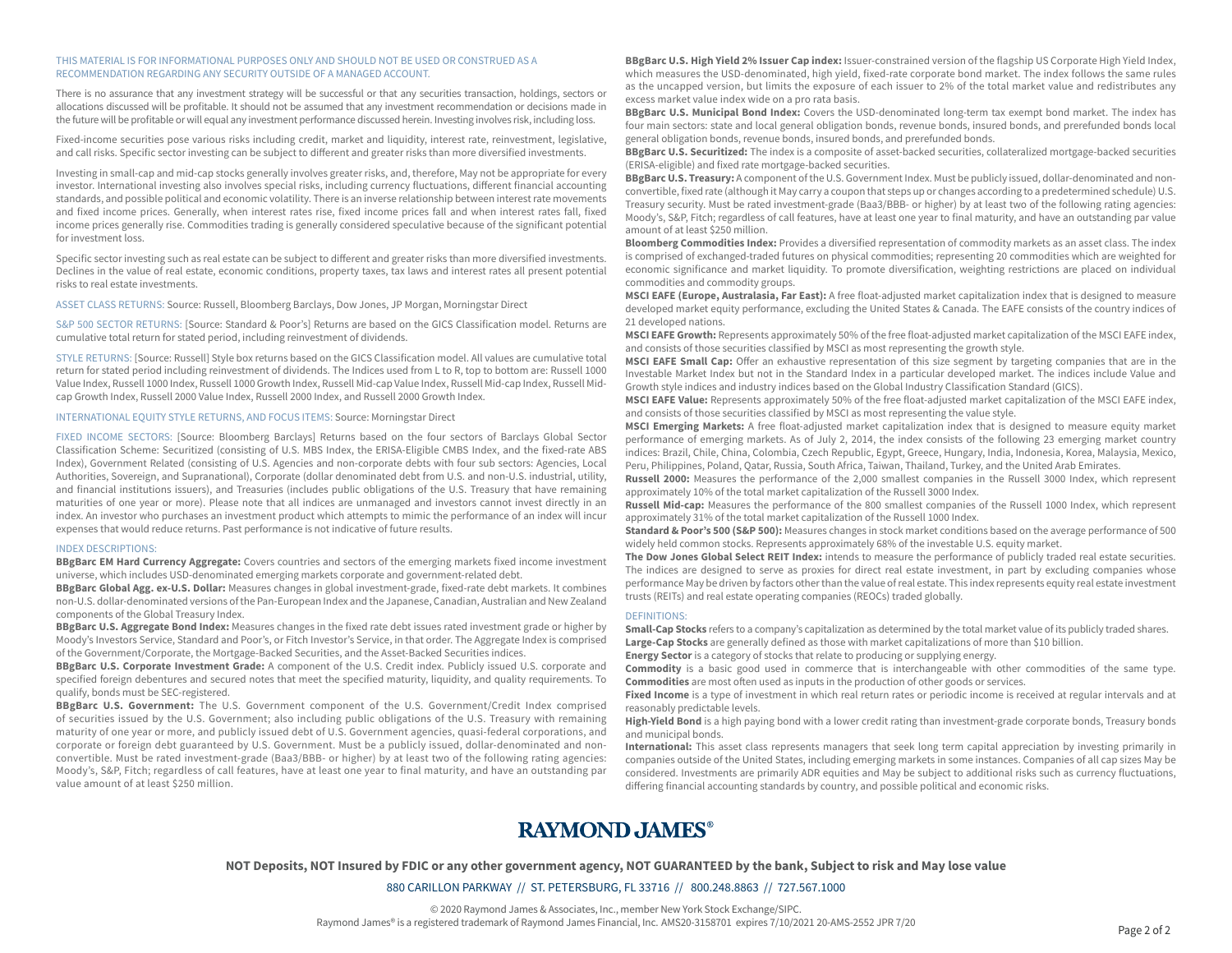THIS MATERIAL IS FOR INFORMATIONAL PURPOSES ONLY AND SHOULD NOT BE USED OR CONSTRUED AS A RECOMMENDATION REGARDING ANY SECURITY OUTSIDE OF A MANAGED ACCOUNT.

There is no assurance that any investment strategy will be successful or that any securities transaction, holdings, sectors or allocations discussed will be profitable. It should not be assumed that any investment recommendation or decisions made in the future will be profitable or will equal any investment performance discussed herein. Investing involves risk, including loss.

Fixed-income securities pose various risks including credit, market and liquidity, interest rate, reinvestment, legislative, and call risks. Specific sector investing can be subject to different and greater risks than more diversified investments.

Investing in small-cap and mid-cap stocks generally involves greater risks, and, therefore, May not be appropriate for every investor. International investing also involves special risks, including currency fluctuations, different financial accounting standards, and possible political and economic volatility. There is an inverse relationship between interest rate movements and fixed income prices. Generally, when interest rates rise, fixed income prices fall and when interest rates fall, fixed income prices generally rise. Commodities trading is generally considered speculative because of the significant potential for investment loss.

Specific sector investing such as real estate can be subject to different and greater risks than more diversified investments. Declines in the value of real estate, economic conditions, property taxes, tax laws and interest rates all present potential risks to real estate investments.

ASSET CLASS RETURNS: Source: Russell, Bloomberg Barclays, Dow Jones, JP Morgan, Morningstar Direct

S&P 500 SECTOR RETURNS: [Source: Standard & Poor's] Returns are based on the GICS Classification model. Returns are cumulative total return for stated period, including reinvestment of dividends.

STYLE RETURNS: [Source: Russell] Style box returns based on the GICS Classification model. All values are cumulative total return for stated period including reinvestment of dividends. The Indices used from L to R, top to bottom are: Russell 1000 Value Index, Russell 1000 Index, Russell 1000 Growth Index, Russell Mid-cap Value Index, Russell Mid-cap Index, Russell Mid-cap Growth Index, Russell 2000 Value Index, Russell 2000 Index, and Russell 2000 Growth Index.

INTERNATIONAL EQUITY STYLE RETURNS, AND FOCUS ITEMS: Source: Morningstar Direct

FIXED INCOME SECTORS: [Source: Bloomberg Barclays] Returns based on the four sectors of Barclays Global Sector Classification Scheme: Securitized (consisting of U.S. MBS Index, the ERISA-Eligible CMBS Index, and the fixed-rate ABS Index), Government Related (consisting of U.S. Agencies and non-corporate debts with four sub sectors: Agencies, Local Authorities, Sovereign, and Supranational), Corporate (dollar denominated debt from U.S. and non-U.S. industrial, utility, and financial institutions issuers), and Treasuries (includes public obligations of the U.S. Treasury that have remaining maturities of one year or more). Please note that all indices are unmanaged and investors cannot invest directly in an index. An investor who purchases an investment product which attempts to mimic the performance of an index will incur expenses that would reduce returns. Past performance is not indicative of future results.

## INDEX DESCRIPTIONS:

**BBgBarc EM Hard Currency Aggregate:** Covers countries and sectors of the emerging markets fixed income investment universe, which includes USD-denominated emerging markets corporate and government-related debt.

**BBgBarc Global Agg. ex-U.S. Dollar:** Measures changes in global investment-grade, fixed-rate debt markets. It combines non-U.S. dollar-denominated versions of the Pan-European Index and the Japanese, Canadian, Australian and New Zealand components of the Global Treasury Index.

**BBgBarc U.S. Aggregate Bond Index:** Measures changes in the fixed rate debt issues rated investment grade or higher by Moody's Investors Service, Standard and Poor's, or Fitch Investor's Service, in that order. The Aggregate Index is comprised of the Government/Corporate, the Mortgage-Backed Securities, and the Asset-Backed Securities indices.

**BBgBarc U.S. Corporate Investment Grade:** A component of the U.S. Credit index. Publicly issued U.S. corporate and specified foreign debentures and secured notes that meet the specified maturity, liquidity, and quality requirements. To qualify, bonds must be SEC-registered.

**BBgBarc U.S. Government:** The U.S. Government component of the U.S. Government/Credit Index comprised of securities issued by the U.S. Government; also including public obligations of the U.S. Treasury with remaining maturity of one year or more, and publicly issued debt of U.S. Government agencies, quasi-federal corporations, and corporate or foreign debt guaranteed by U.S. Government. Must be a publicly issued, dollar-denominated and non-convertible. Must be rated investment-grade (Baa3/BBB- or higher) by at least two of the following rating agencies: Moody's, S&P, Fitch; regardless of call features, have at least one year to final maturity, and have an outstanding par value amount of at least $250 million.

**BBgBarc U.S. High Yield 2% Issuer Cap index:** Issuer-constrained version of the flagship US Corporate High Yield Index, which measures the USD-denominated, high yield, fixed-rate corporate bond market. The index follows the same rules as the uncapped version, but limits the exposure of each issuer to 2% of the total market value and redistributes any excess market value index wide on a pro rata basis.

**BBgBarc U.S. Municipal Bond Index:** Covers the USD-denominated long-term tax exempt bond market. The index has four main sectors: state and local general obligation bonds, revenue bonds, insured bonds, and prerefunded bonds local general obligation bonds, revenue bonds, insured bonds, and prerefunded bonds.

**BBgBarc U.S. Securitized:** The index is a composite of asset-backed securities, collateralized mortgage-backed securities (ERISA-eligible) and fixed rate mortgage-backed securities.

**BBgBarc U.S. Treasury:** A component of the U.S. Government Index. Must be publicly issued, dollar-denominated and non-convertible, fixed rate (although it May carry a coupon that steps up or changes according to a predetermined schedule) U.S. Treasury security. Must be rated investment-grade (Baa3/BBB- or higher) by at least two of the following rating agencies: Moody's, S&P, Fitch; regardless of call features, have at least one year to final maturity, and have an outstanding par value amount of at least $250 million.

**Bloomberg Commodities Index:** Provides a diversified representation of commodity markets as an asset class. The index is comprised of exchanged-traded futures on physical commodities; representing 20 commodities which are weighted for economic significance and market liquidity. To promote diversification, weighting restrictions are placed on individual commodities and commodity groups.

**MSCI EAFE (Europe, Australasia, Far East):** A free float-adjusted market capitalization index that is designed to measure developed market equity performance, excluding the United States & Canada. The EAFE consists of the country indices of 21 developed nations.

**MSCI EAFE Growth:** Represents approximately 50% of the free float-adjusted market capitalization of the MSCI EAFE index, and consists of those securities classified by MSCI as most representing the growth style.

**MSCI EAFE Small Cap:** Offer an exhaustive representation of this size segment by targeting companies that are in the Investable Market Index but not in the Standard Index in a particular developed market. The indices include Value and Growth style indices and industry indices based on the Global Industry Classification Standard (GICS).

**MSCI EAFE Value:** Represents approximately 50% of the free float-adjusted market capitalization of the MSCI EAFE index, and consists of those securities classified by MSCI as most representing the value style.

**MSCI Emerging Markets:** A free float-adjusted market capitalization index that is designed to measure equity market performance of emerging markets. As of July 2, 2014, the index consists of the following 23 emerging market country indices: Brazil, Chile, China, Colombia, Czech Republic, Egypt, Greece, Hungary, India, Indonesia, Korea, Malaysia, Mexico, Peru, Philippines, Poland, Qatar, Russia, South Africa, Taiwan, Thailand, Turkey, and the United Arab Emirates.

**Russell 2000:** Measures the performance of the 2,000 smallest companies in the Russell 3000 Index, which represent approximately 10% of the total market capitalization of the Russell 3000 Index.

**Russell Mid-cap:** Measures the performance of the 800 smallest companies of the Russell 1000 Index, which represent approximately 31% of the total market capitalization of the Russell 1000 Index.

**Standard & Poor's 500 (S&P 500):** Measures changes in stock market conditions based on the average performance of 500 widely held common stocks. Represents approximately 68% of the investable U.S. equity market.

**The Dow Jones Global Select REIT Index:** intends to measure the performance of publicly traded real estate securities. The indices are designed to serve as proxies for direct real estate investment, in part by excluding companies whose performance May be driven by factors other than the value of real estate. This index represents equity real estate investment trusts (REITs) and real estate operating companies (REOCs) traded globally.

## DEFINITIONS:

**Small-Cap Stocks** refers to a company's capitalization as determined by the total market value of its publicly traded shares.

**Large-Cap Stocks** are generally defined as those with market capitalizations of more than $10 billion.

**Energy Sector** is a category of stocks that relate to producing or supplying energy.

**Commodity** is a basic good used in commerce that is interchangeable with other commodities of the same type. **Commodities** are most often used as inputs in the production of other goods or services.

**Fixed Income** is a type of investment in which real return rates or periodic income is received at regular intervals and at reasonably predictable levels.

**High-Yield Bond** is a high paying bond with a lower credit rating than investment-grade corporate bonds, Treasury bonds and municipal bonds.

**International:** This asset class represents managers that seek long term capital appreciation by investing primarily in companies outside of the United States, including emerging markets in some instances. Companies of all cap sizes May be considered. Investments are primarily ADR equities and May be subject to additional risks such as currency fluctuations, differing financial accounting standards by country, and possible political and economic risks.

**RAYMOND JAMES®**

**NOT Deposits, NOT Insured by FDIC or any other government agency, NOT GUARANTEED by the bank, Subject to risk and May lose value**

880 CARILLON PARKWAY // ST. PETERSBURG, FL 33716 // 800.248.8863 // 727.567.1000

© 2020 Raymond James & Associates, Inc., member New York Stock Exchange/SIPC.

Raymond James® is a registered trademark of Raymond James Financial, Inc. AMS20-3158701 expires 7/10/2021 20-AMS-2552 JPR 7/20